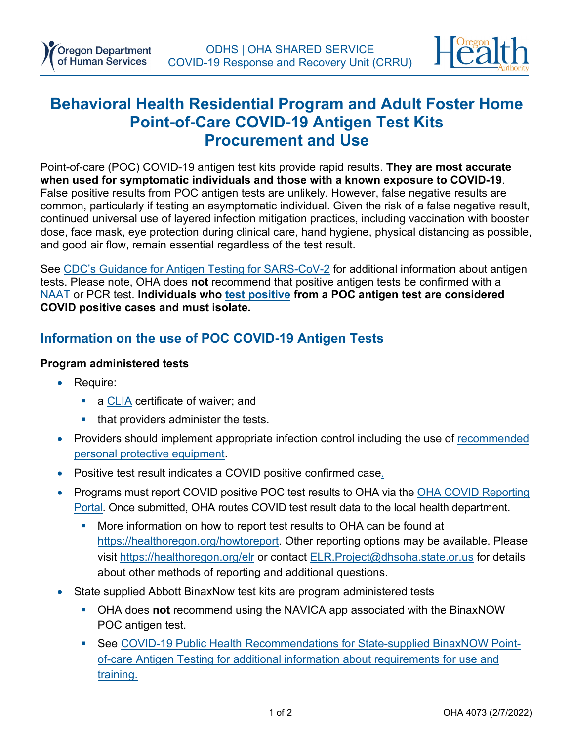ODHS | OHA SHARED SERVICE
COVID-19 Response and Recovery Unit (CRRU)

# Behavioral Health Residential Program and Adult Foster Home Point-of-Care COVID-19 Antigen Test Kits Procurement and Use

Point-of-care (POC) COVID-19 antigen test kits provide rapid results. **They are most accurate when used for symptomatic individuals and those with a known exposure to COVID-19**. False positive results from POC antigen tests are unlikely. However, false negative results are common, particularly if testing an asymptomatic individual. Given the risk of a false negative result, continued universal use of layered infection mitigation practices, including vaccination with booster dose, face mask, eye protection during clinical care, hand hygiene, physical distancing as possible, and good air flow, remain essential regardless of the test result.

See CDC's Guidance for Antigen Testing for SARS-CoV-2 for additional information about antigen tests. Please note, OHA does **not** recommend that positive antigen tests be confirmed with a NAAT or PCR test. **Individuals who test positive from a POC antigen test are considered COVID positive cases and must isolate.**

## Information on the use of POC COVID-19 Antigen Tests

**Program administered tests**

- Require:
  - a CLIA certificate of waiver; and
  - that providers administer the tests.
- Providers should implement appropriate infection control including the use of recommended personal protective equipment.
- Positive test result indicates a COVID positive confirmed case.
- Programs must report COVID positive POC test results to OHA via the OHA COVID Reporting Portal. Once submitted, OHA routes COVID test result data to the local health department.
  - More information on how to report test results to OHA can be found at https://healthoregon.org/howtoreport. Other reporting options may be available. Please visit https://healthoregon.org/elr or contact ELR.Project@dhsoha.state.or.us for details about other methods of reporting and additional questions.
- State supplied Abbott BinaxNow test kits are program administered tests
  - OHA does **not** recommend using the NAVICA app associated with the BinaxNOW POC antigen test.
  - See COVID-19 Public Health Recommendations for State-supplied BinaxNOW Point-of-care Antigen Testing for additional information about requirements for use and training.

OHA 4073 (2/7/2022)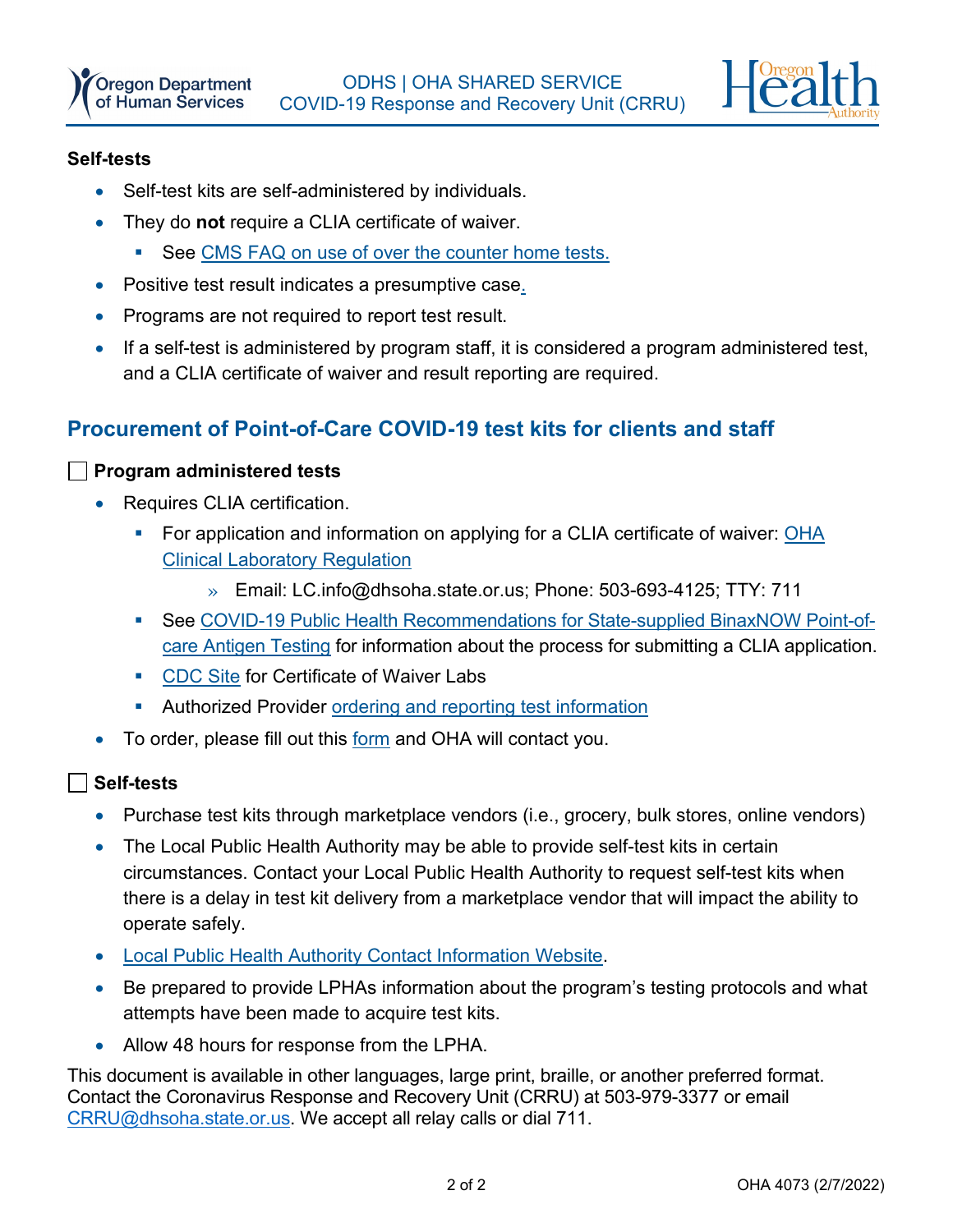**Self-tests**

- Self-test kits are self-administered by individuals.
- They do **not** require a CLIA certificate of waiver.
  - See CMS FAQ on use of over the counter home tests.
- Positive test result indicates a presumptive case.
- Programs are not required to report test result.
- If a self-test is administered by program staff, it is considered a program administered test, and a CLIA certificate of waiver and result reporting are required.

## Procurement of Point-of-Care COVID-19 test kits for clients and staff

☐ **Program administered tests**

- Requires CLIA certification.
  - For application and information on applying for a CLIA certificate of waiver: OHA Clinical Laboratory Regulation
    - Email: LC.info@dhsoha.state.or.us; Phone: 503-693-4125; TTY: 711
  - See COVID-19 Public Health Recommendations for State-supplied BinaxNOW Point-of-care Antigen Testing for information about the process for submitting a CLIA application.
  - CDC Site for Certificate of Waiver Labs
  - Authorized Provider ordering and reporting test information
- To order, please fill out this form and OHA will contact you.

☐ **Self-tests**

- Purchase test kits through marketplace vendors (i.e., grocery, bulk stores, online vendors)
- The Local Public Health Authority may be able to provide self-test kits in certain circumstances. Contact your Local Public Health Authority to request self-test kits when there is a delay in test kit delivery from a marketplace vendor that will impact the ability to operate safely.
- Local Public Health Authority Contact Information Website.
- Be prepared to provide LPHAs information about the program's testing protocols and what attempts have been made to acquire test kits.
- Allow 48 hours for response from the LPHA.

This document is available in other languages, large print, braille, or another preferred format. Contact the Coronavirus Response and Recovery Unit (CRRU) at 503-979-3377 or email CRRU@dhsoha.state.or.us. We accept all relay calls or dial 711.

OHA 4073 (2/7/2022)